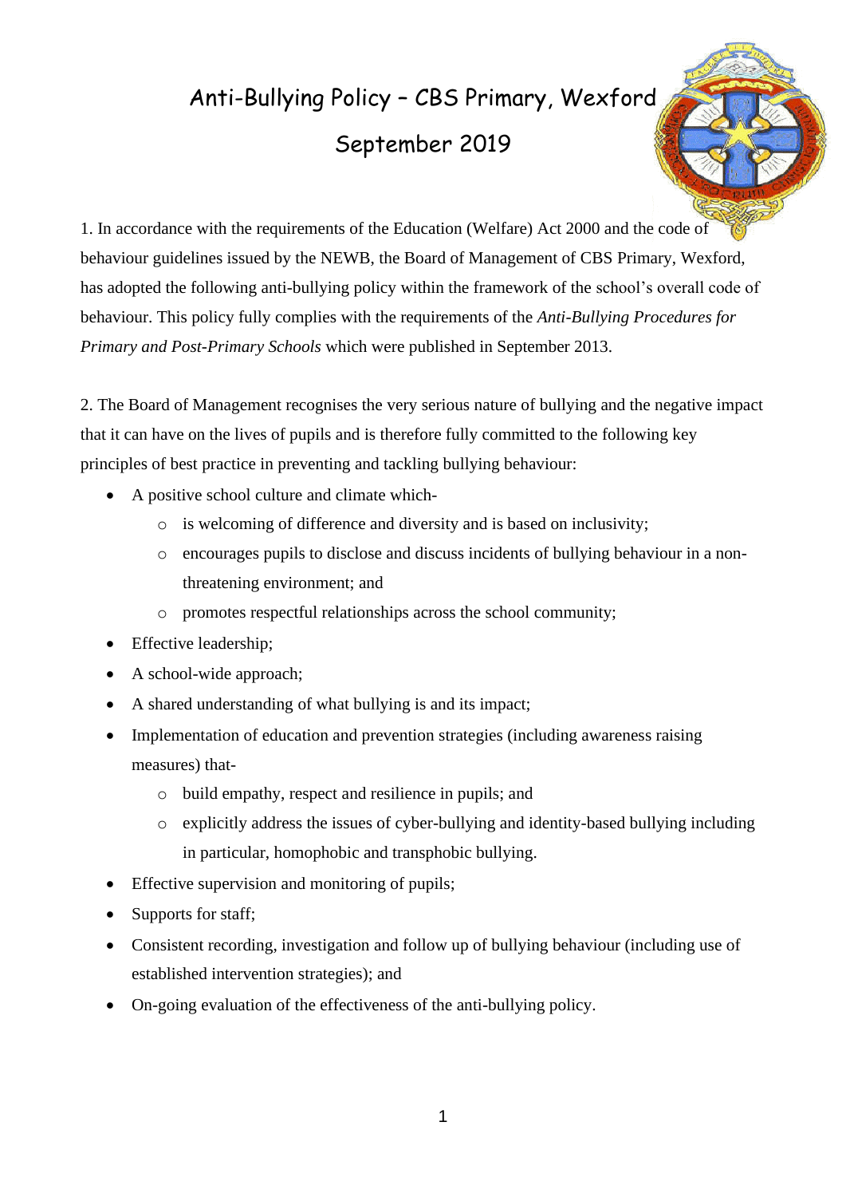# Anti-Bullying Policy – CBS Primary, Wexford

## September 2019

1. In accordance with the requirements of the Education (Welfare) Act 2000 and the code of behaviour guidelines issued by the NEWB, the Board of Management of CBS Primary, Wexford, has adopted the following anti-bullying policy within the framework of the school's overall code of behaviour. This policy fully complies with the requirements of the *Anti-Bullying Procedures for Primary and Post-Primary Schools* which were published in September 2013.

2. The Board of Management recognises the very serious nature of bullying and the negative impact that it can have on the lives of pupils and is therefore fully committed to the following key principles of best practice in preventing and tackling bullying behaviour:

- A positive school culture and climate which-
  - is welcoming of difference and diversity and is based on inclusivity;
  - encourages pupils to disclose and discuss incidents of bullying behaviour in a non-threatening environment; and
  - promotes respectful relationships across the school community;
- Effective leadership;
- A school-wide approach;
- A shared understanding of what bullying is and its impact;
- Implementation of education and prevention strategies (including awareness raising measures) that-
  - build empathy, respect and resilience in pupils; and
  - explicitly address the issues of cyber-bullying and identity-based bullying including in particular, homophobic and transphobic bullying.
- Effective supervision and monitoring of pupils;
- Supports for staff;
- Consistent recording, investigation and follow up of bullying behaviour (including use of established intervention strategies); and
- On-going evaluation of the effectiveness of the anti-bullying policy.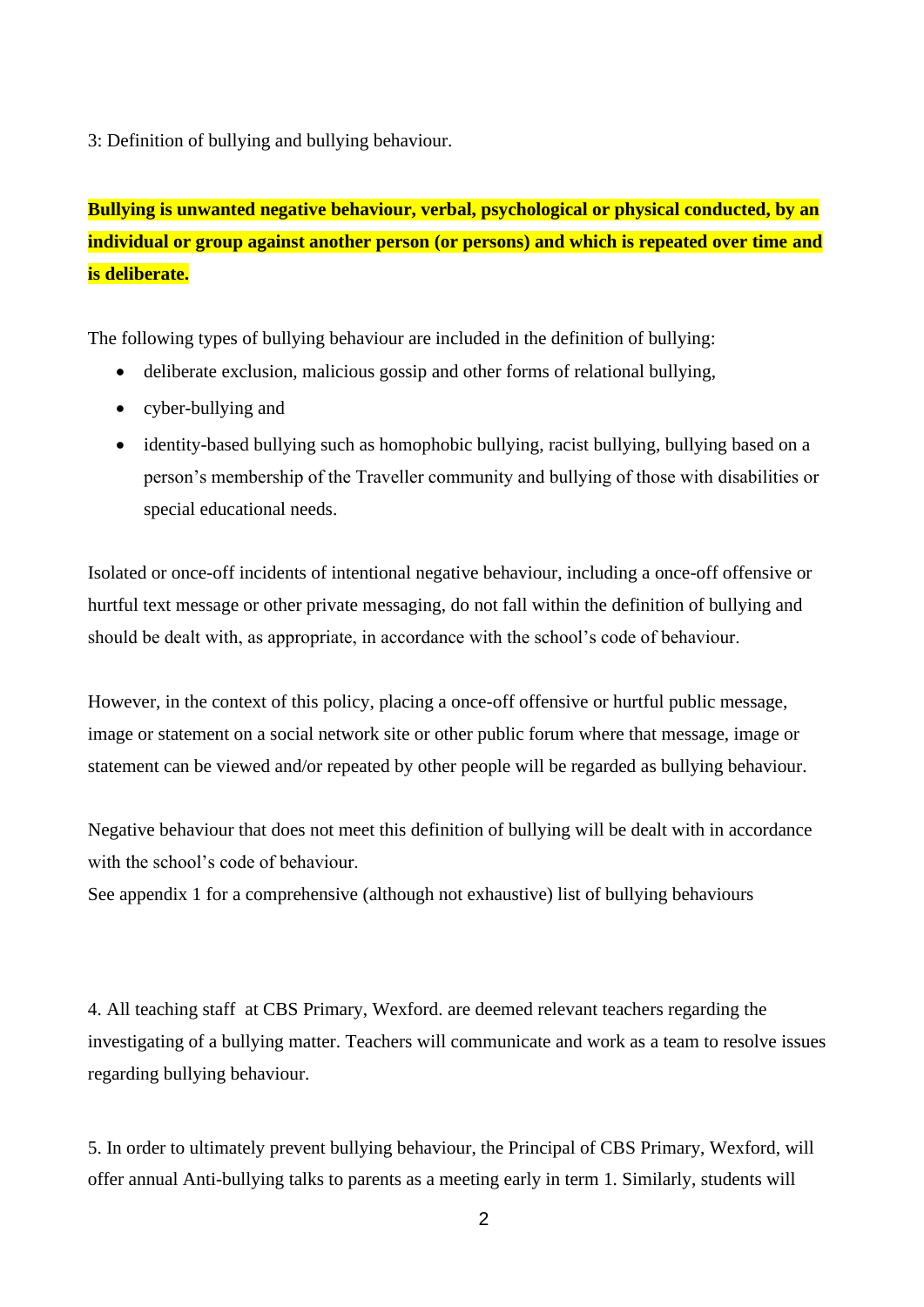3: Definition of bullying and bullying behaviour.

**Bullying is unwanted negative behaviour, verbal, psychological or physical conducted, by an individual or group against another person (or persons) and which is repeated over time and is deliberate.**

The following types of bullying behaviour are included in the definition of bullying:

- deliberate exclusion, malicious gossip and other forms of relational bullying,
- cyber-bullying and
- identity-based bullying such as homophobic bullying, racist bullying, bullying based on a person's membership of the Traveller community and bullying of those with disabilities or special educational needs.

Isolated or once-off incidents of intentional negative behaviour, including a once-off offensive or hurtful text message or other private messaging, do not fall within the definition of bullying and should be dealt with, as appropriate, in accordance with the school's code of behaviour.

However, in the context of this policy, placing a once-off offensive or hurtful public message, image or statement on a social network site or other public forum where that message, image or statement can be viewed and/or repeated by other people will be regarded as bullying behaviour.

Negative behaviour that does not meet this definition of bullying will be dealt with in accordance with the school's code of behaviour.
See appendix 1 for a comprehensive (although not exhaustive) list of bullying behaviours

4. All teaching staff at CBS Primary, Wexford. are deemed relevant teachers regarding the investigating of a bullying matter. Teachers will communicate and work as a team to resolve issues regarding bullying behaviour.

5. In order to ultimately prevent bullying behaviour, the Principal of CBS Primary, Wexford, will offer annual Anti-bullying talks to parents as a meeting early in term 1. Similarly, students will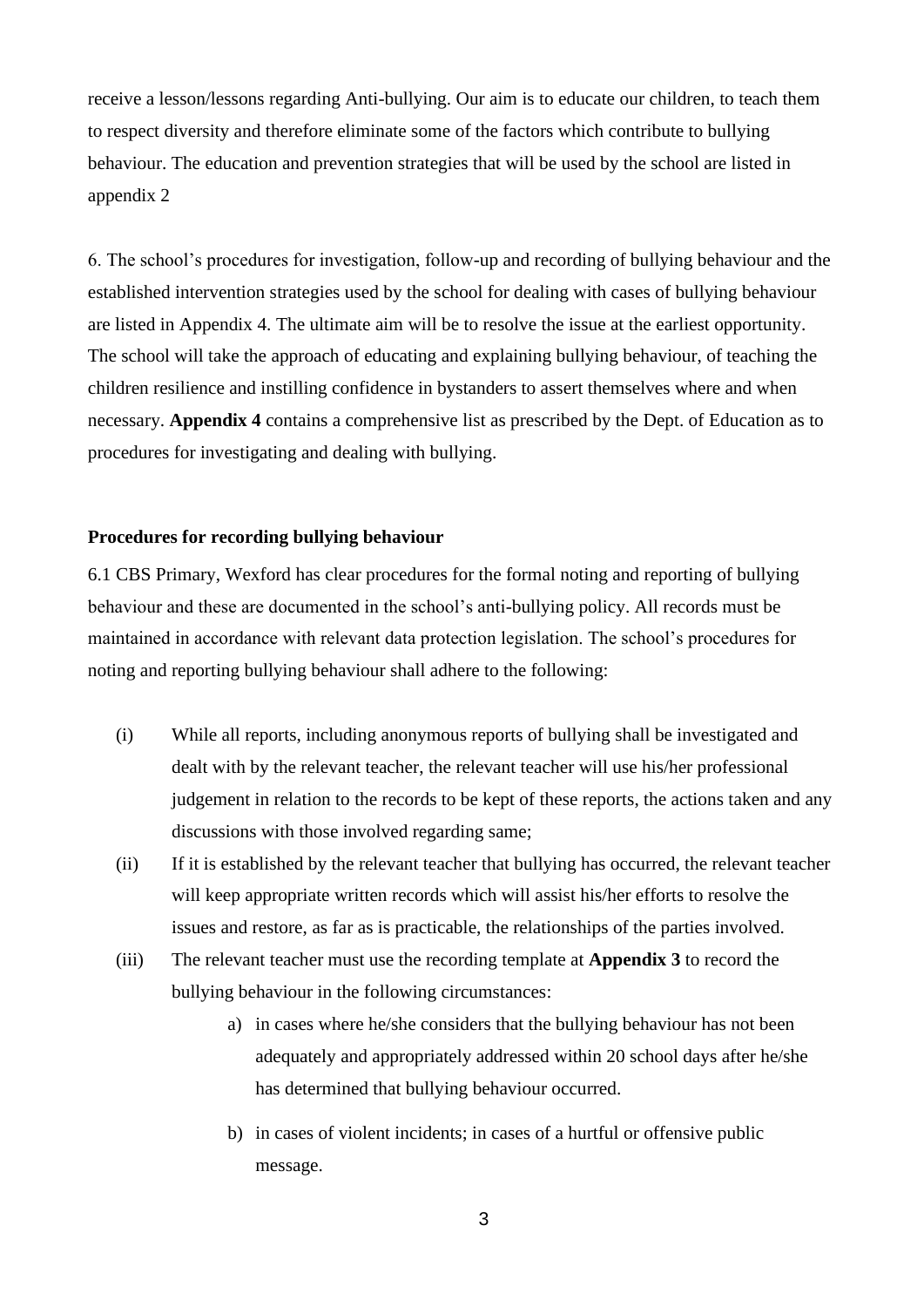receive a lesson/lessons regarding Anti-bullying. Our aim is to educate our children, to teach them to respect diversity and therefore eliminate some of the factors which contribute to bullying behaviour. The education and prevention strategies that will be used by the school are listed in appendix 2

6. The school's procedures for investigation, follow-up and recording of bullying behaviour and the established intervention strategies used by the school for dealing with cases of bullying behaviour are listed in Appendix 4. The ultimate aim will be to resolve the issue at the earliest opportunity. The school will take the approach of educating and explaining bullying behaviour, of teaching the children resilience and instilling confidence in bystanders to assert themselves where and when necessary. **Appendix 4** contains a comprehensive list as prescribed by the Dept. of Education as to procedures for investigating and dealing with bullying.

**Procedures for recording bullying behaviour**

6.1 CBS Primary, Wexford has clear procedures for the formal noting and reporting of bullying behaviour and these are documented in the school's anti-bullying policy. All records must be maintained in accordance with relevant data protection legislation. The school's procedures for noting and reporting bullying behaviour shall adhere to the following:

(i) While all reports, including anonymous reports of bullying shall be investigated and dealt with by the relevant teacher, the relevant teacher will use his/her professional judgement in relation to the records to be kept of these reports, the actions taken and any discussions with those involved regarding same;

(ii) If it is established by the relevant teacher that bullying has occurred, the relevant teacher will keep appropriate written records which will assist his/her efforts to resolve the issues and restore, as far as is practicable, the relationships of the parties involved.

(iii) The relevant teacher must use the recording template at **Appendix 3** to record the bullying behaviour in the following circumstances:

   a) in cases where he/she considers that the bullying behaviour has not been adequately and appropriately addressed within 20 school days after he/she has determined that bullying behaviour occurred.

   b) in cases of violent incidents; in cases of a hurtful or offensive public message.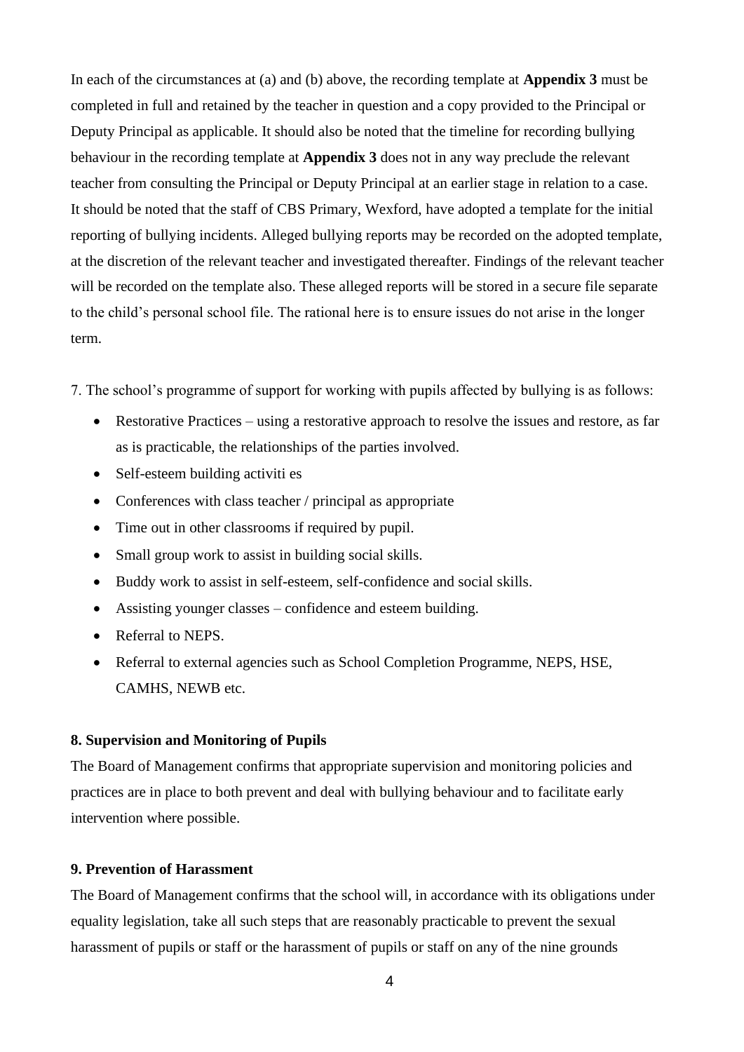In each of the circumstances at (a) and (b) above, the recording template at **Appendix 3** must be completed in full and retained by the teacher in question and a copy provided to the Principal or Deputy Principal as applicable. It should also be noted that the timeline for recording bullying behaviour in the recording template at **Appendix 3** does not in any way preclude the relevant teacher from consulting the Principal or Deputy Principal at an earlier stage in relation to a case. It should be noted that the staff of CBS Primary, Wexford, have adopted a template for the initial reporting of bullying incidents. Alleged bullying reports may be recorded on the adopted template, at the discretion of the relevant teacher and investigated thereafter. Findings of the relevant teacher will be recorded on the template also. These alleged reports will be stored in a secure file separate to the child's personal school file. The rational here is to ensure issues do not arise in the longer term.

7. The school's programme of support for working with pupils affected by bullying is as follows:

- Restorative Practices – using a restorative approach to resolve the issues and restore, as far as is practicable, the relationships of the parties involved.
- Self-esteem building activiti es
- Conferences with class teacher / principal as appropriate
- Time out in other classrooms if required by pupil.
- Small group work to assist in building social skills.
- Buddy work to assist in self-esteem, self-confidence and social skills.
- Assisting younger classes – confidence and esteem building.
- Referral to NEPS.
- Referral to external agencies such as School Completion Programme, NEPS, HSE, CAMHS, NEWB etc.

**8. Supervision and Monitoring of Pupils**

The Board of Management confirms that appropriate supervision and monitoring policies and practices are in place to both prevent and deal with bullying behaviour and to facilitate early intervention where possible.

**9. Prevention of Harassment**

The Board of Management confirms that the school will, in accordance with its obligations under equality legislation, take all such steps that are reasonably practicable to prevent the sexual harassment of pupils or staff or the harassment of pupils or staff on any of the nine grounds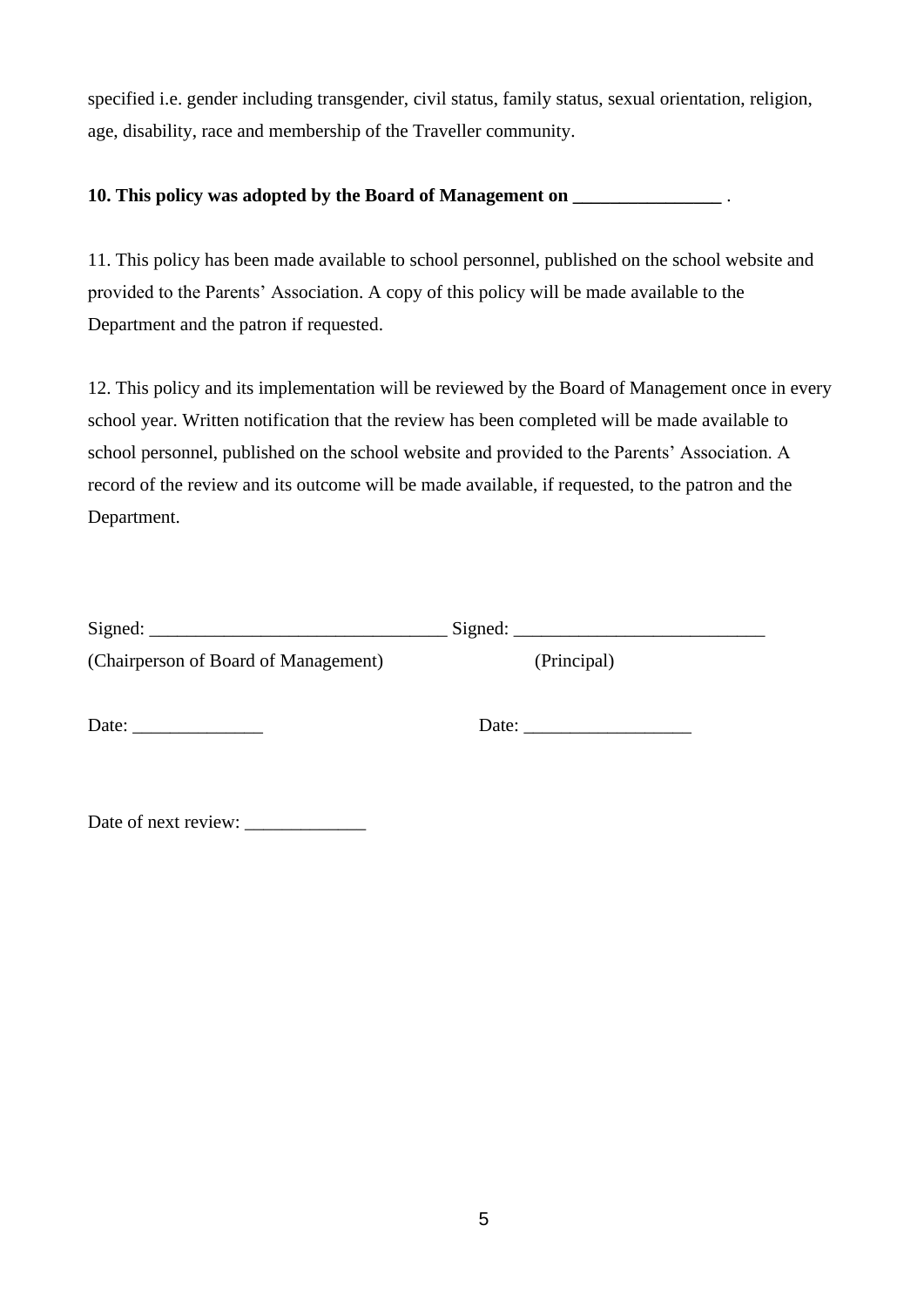specified i.e. gender including transgender, civil status, family status, sexual orientation, religion, age, disability, race and membership of the Traveller community.

**10. This policy was adopted by the Board of Management on ________________** .

11. This policy has been made available to school personnel, published on the school website and provided to the Parents' Association. A copy of this policy will be made available to the Department and the patron if requested.

12. This policy and its implementation will be reviewed by the Board of Management once in every school year. Written notification that the review has been completed will be made available to school personnel, published on the school website and provided to the Parents' Association. A record of the review and its outcome will be made available, if requested, to the patron and the Department.

Signed: ________________________________ Signed: ___________________________

(Chairperson of Board of Management) (Principal)

Date: ______________ Date: __________________

Date of next review: _____________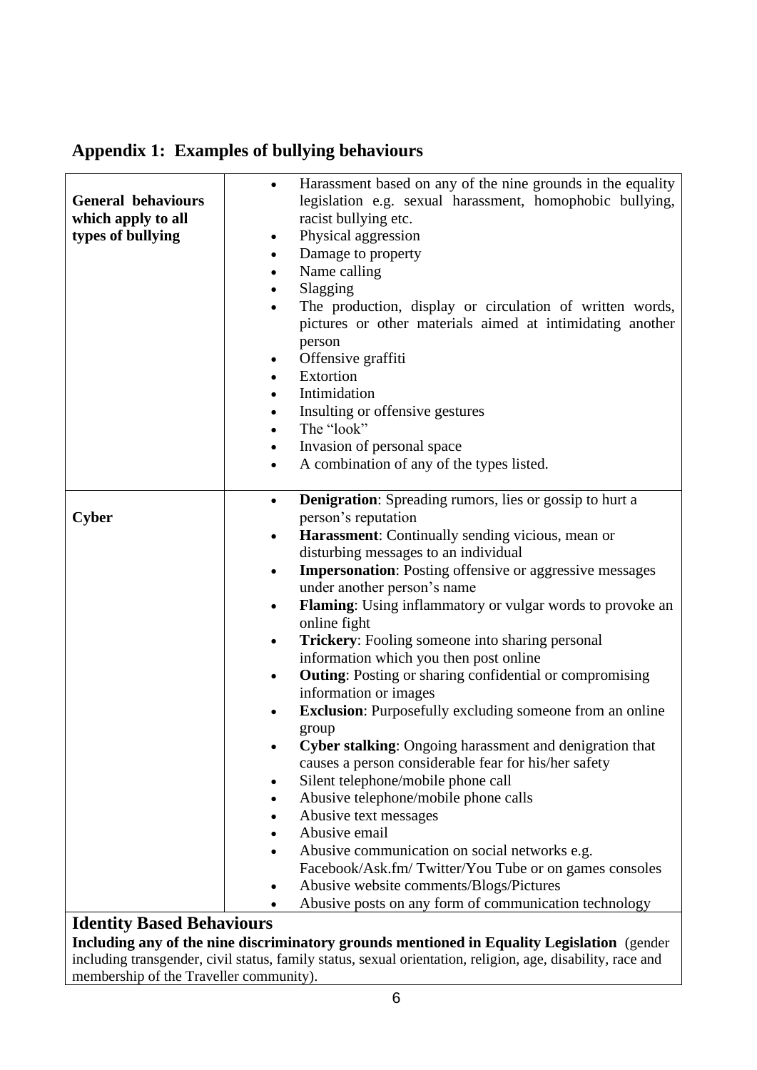## Appendix 1: Examples of bullying behaviours

| | |
|---|---|
| **General behaviours which apply to all types of bullying** | • Harassment based on any of the nine grounds in the equality legislation e.g. sexual harassment, homophobic bullying, racist bullying etc.<br>• Physical aggression<br>• Damage to property<br>• Name calling<br>• Slagging<br>• The production, display or circulation of written words, pictures or other materials aimed at intimidating another person<br>• Offensive graffiti<br>• Extortion<br>• Intimidation<br>• Insulting or offensive gestures<br>• The "look"<br>• Invasion of personal space<br>• A combination of any of the types listed. |
| **Cyber** | • **Denigration**: Spreading rumors, lies or gossip to hurt a person's reputation<br>• **Harassment**: Continually sending vicious, mean or disturbing messages to an individual<br>• **Impersonation**: Posting offensive or aggressive messages under another person's name<br>• **Flaming**: Using inflammatory or vulgar words to provoke an online fight<br>• **Trickery**: Fooling someone into sharing personal information which you then post online<br>• **Outing**: Posting or sharing confidential or compromising information or images<br>• **Exclusion**: Purposefully excluding someone from an online group<br>• **Cyber stalking**: Ongoing harassment and denigration that causes a person considerable fear for his/her safety<br>• Silent telephone/mobile phone call<br>• Abusive telephone/mobile phone calls<br>• Abusive text messages<br>• Abusive email<br>• Abusive communication on social networks e.g. Facebook/Ask.fm/ Twitter/You Tube or on games consoles<br>• Abusive website comments/Blogs/Pictures<br>• Abusive posts on any form of communication technology |

### Identity Based Behaviours

**Including any of the nine discriminatory grounds mentioned in Equality Legislation** (gender including transgender, civil status, family status, sexual orientation, religion, age, disability, race and membership of the Traveller community).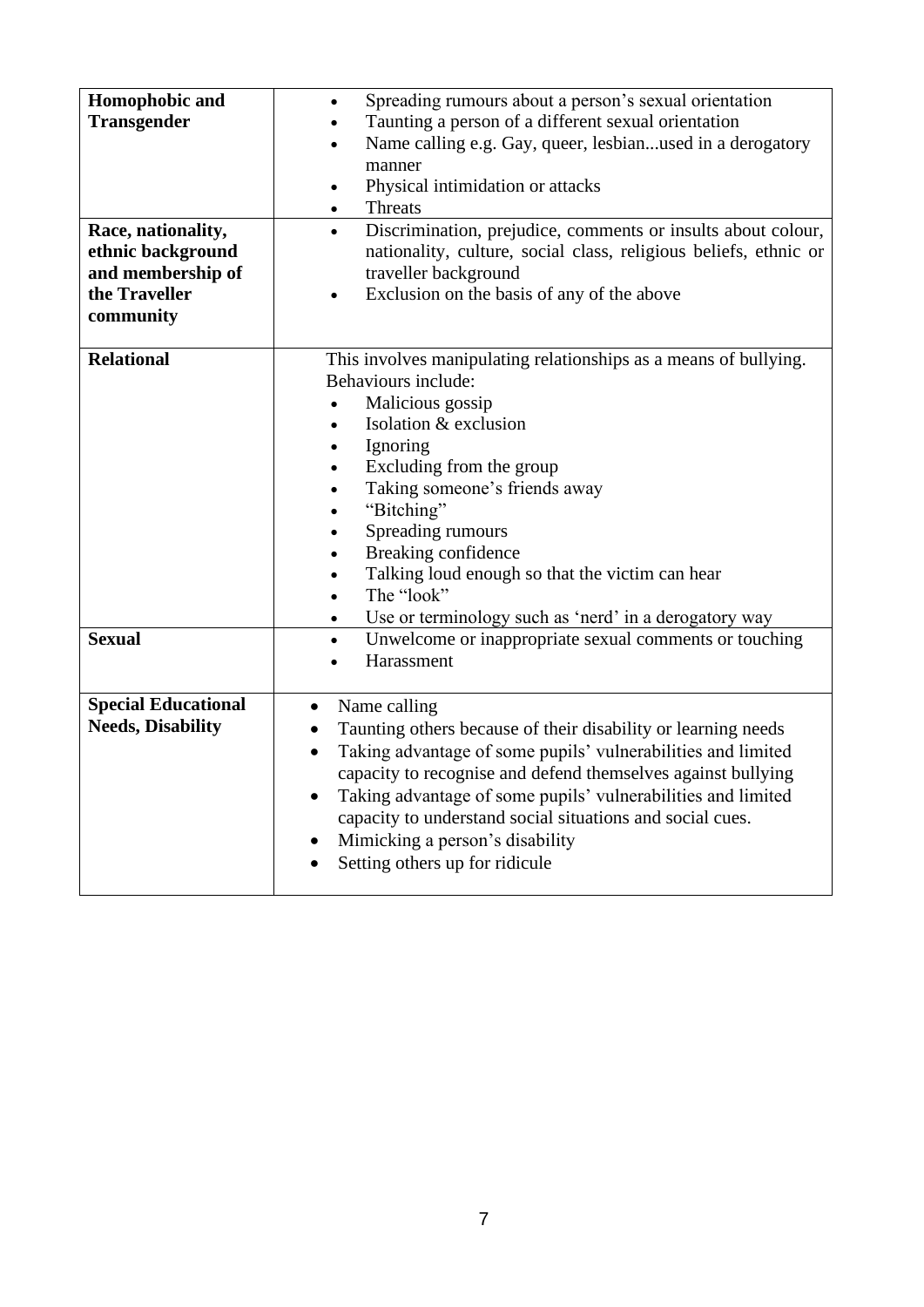| | |
|---|---|
| **Homophobic and Transgender** | • Spreading rumours about a person's sexual orientation<br>• Taunting a person of a different sexual orientation<br>• Name calling e.g. Gay, queer, lesbian...used in a derogatory manner<br>• Physical intimidation or attacks<br>• Threats |
| **Race, nationality, ethnic background and membership of the Traveller community** | • Discrimination, prejudice, comments or insults about colour, nationality, culture, social class, religious beliefs, ethnic or traveller background<br>• Exclusion on the basis of any of the above |
| **Relational** | This involves manipulating relationships as a means of bullying. Behaviours include:<br>• Malicious gossip<br>• Isolation & exclusion<br>• Ignoring<br>• Excluding from the group<br>• Taking someone's friends away<br>• "Bitching"<br>• Spreading rumours<br>• Breaking confidence<br>• Talking loud enough so that the victim can hear<br>• The "look"<br>• Use or terminology such as 'nerd' in a derogatory way |
| **Sexual** | • Unwelcome or inappropriate sexual comments or touching<br>• Harassment |
| **Special Educational Needs, Disability** | • Name calling<br>• Taunting others because of their disability or learning needs<br>• Taking advantage of some pupils' vulnerabilities and limited capacity to recognise and defend themselves against bullying<br>• Taking advantage of some pupils' vulnerabilities and limited capacity to understand social situations and social cues.<br>• Mimicking a person's disability<br>• Setting others up for ridicule |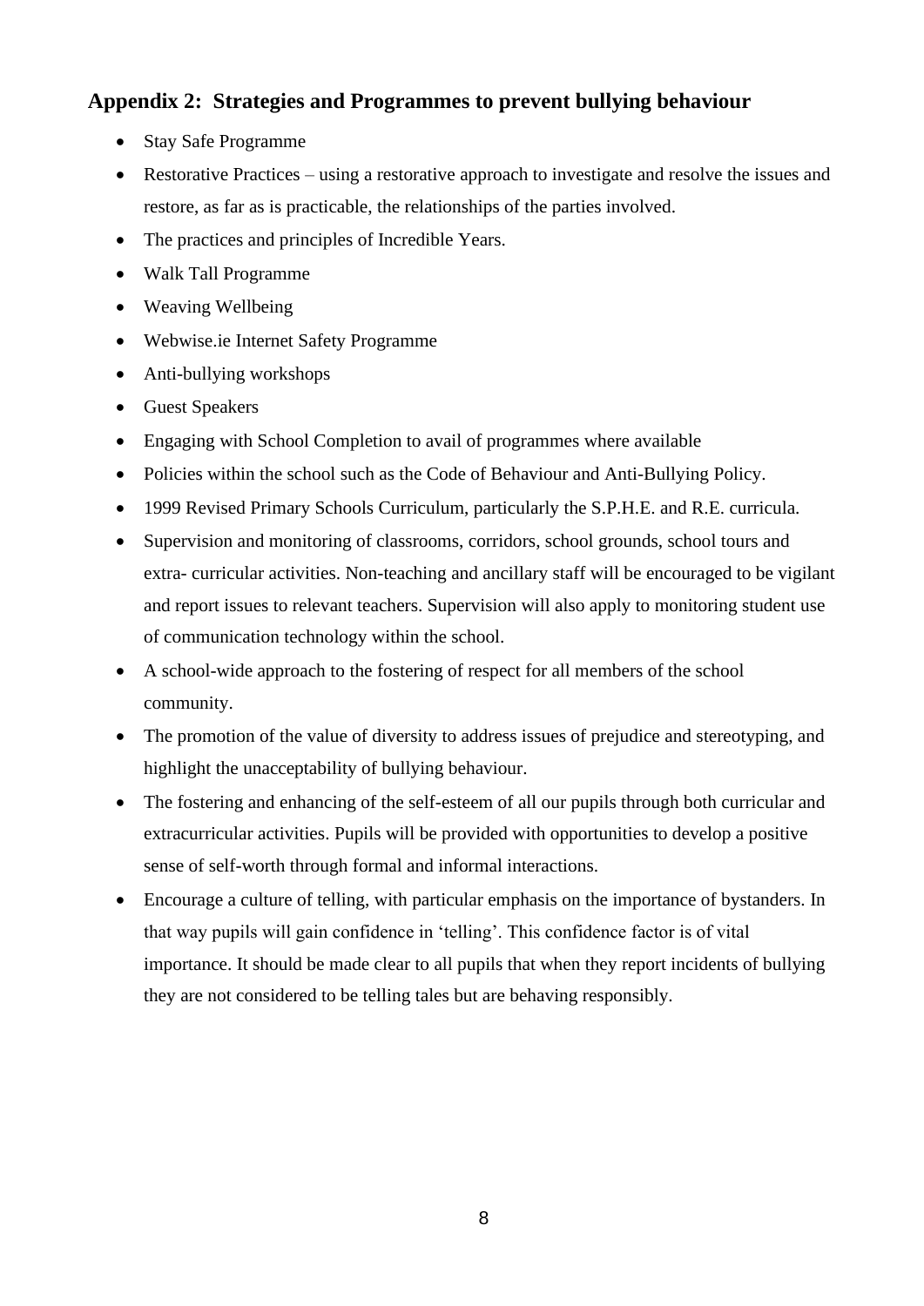## Appendix 2: Strategies and Programmes to prevent bullying behaviour

- Stay Safe Programme
- Restorative Practices – using a restorative approach to investigate and resolve the issues and restore, as far as is practicable, the relationships of the parties involved.
- The practices and principles of Incredible Years.
- Walk Tall Programme
- Weaving Wellbeing
- Webwise.ie Internet Safety Programme
- Anti-bullying workshops
- Guest Speakers
- Engaging with School Completion to avail of programmes where available
- Policies within the school such as the Code of Behaviour and Anti-Bullying Policy.
- 1999 Revised Primary Schools Curriculum, particularly the S.P.H.E. and R.E. curricula.
- Supervision and monitoring of classrooms, corridors, school grounds, school tours and extra- curricular activities. Non-teaching and ancillary staff will be encouraged to be vigilant and report issues to relevant teachers. Supervision will also apply to monitoring student use of communication technology within the school.
- A school-wide approach to the fostering of respect for all members of the school community.
- The promotion of the value of diversity to address issues of prejudice and stereotyping, and highlight the unacceptability of bullying behaviour.
- The fostering and enhancing of the self-esteem of all our pupils through both curricular and extracurricular activities. Pupils will be provided with opportunities to develop a positive sense of self-worth through formal and informal interactions.
- Encourage a culture of telling, with particular emphasis on the importance of bystanders. In that way pupils will gain confidence in 'telling'. This confidence factor is of vital importance. It should be made clear to all pupils that when they report incidents of bullying they are not considered to be telling tales but are behaving responsibly.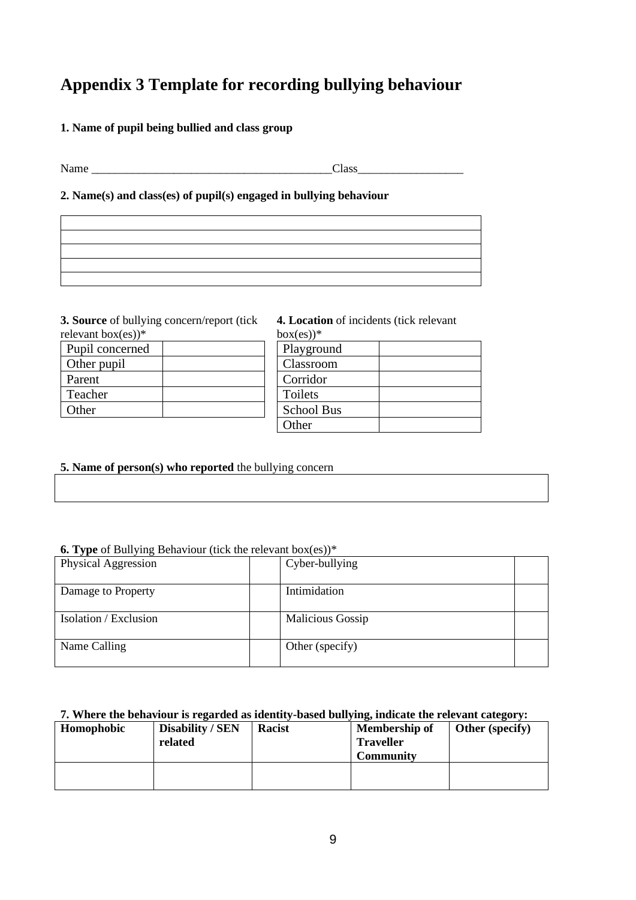# Appendix 3 Template for recording bullying behaviour

**1. Name of pupil being bullied and class group**

Name ________________________________________Class__________________

**2. Name(s) and class(es) of pupil(s) engaged in bullying behaviour**

| |
|---|
| |
| |
| |
| |
| |

**3. Source** of bullying concern/report (tick relevant box(es))*

| | |
|---|---|
| Pupil concerned | |
| Other pupil | |
| Parent | |
| Teacher | |
| Other | |

**4. Location** of incidents (tick relevant box(es))*

| | |
|---|---|
| Playground | |
| Classroom | |
| Corridor | |
| Toilets | |
| School Bus | |
| Other | |

**5. Name of person(s) who reported** the bullying concern

| |
|---|
| |

**6. Type** of Bullying Behaviour (tick the relevant box(es))*

| | | | |
|---|---|---|---|
| Physical Aggression | | Cyber-bullying | |
| Damage to Property | | Intimidation | |
| Isolation / Exclusion | | Malicious Gossip | |
| Name Calling | | Other (specify) | |

**7. Where the behaviour is regarded as identity-based bullying, indicate the relevant category:**

| **Homophobic** | **Disability / SEN related** | **Racist** | **Membership of Traveller Community** | **Other (specify)** |
|---|---|---|---|---|
| | | | | |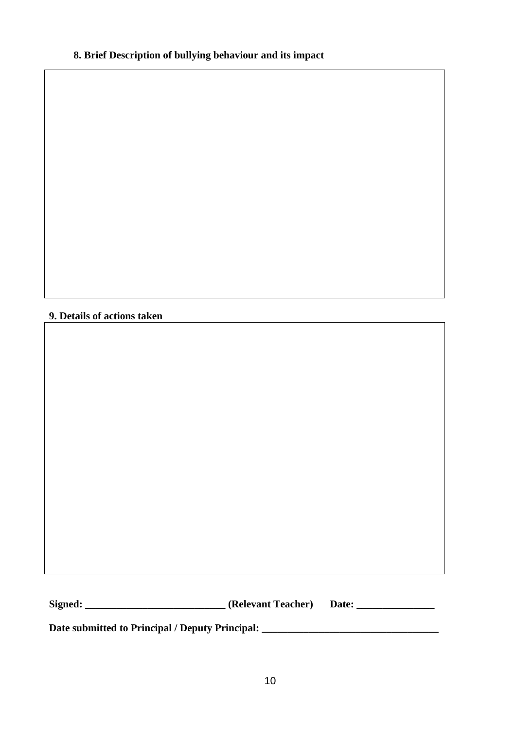**8. Brief Description of bullying behaviour and its impact**

|  |
|---|
|  |

**9. Details of actions taken**

|  |
|---|
|  |

**Signed: \_\_\_\_\_\_\_\_\_\_\_\_\_\_\_\_\_\_\_\_\_\_\_\_\_\_\_ (Relevant Teacher)      Date: \_\_\_\_\_\_\_\_\_\_\_\_\_\_\_**

**Date submitted to Principal / Deputy Principal: \_\_\_\_\_\_\_\_\_\_\_\_\_\_\_\_\_\_\_\_\_\_\_\_\_\_\_\_\_\_\_\_\_\_**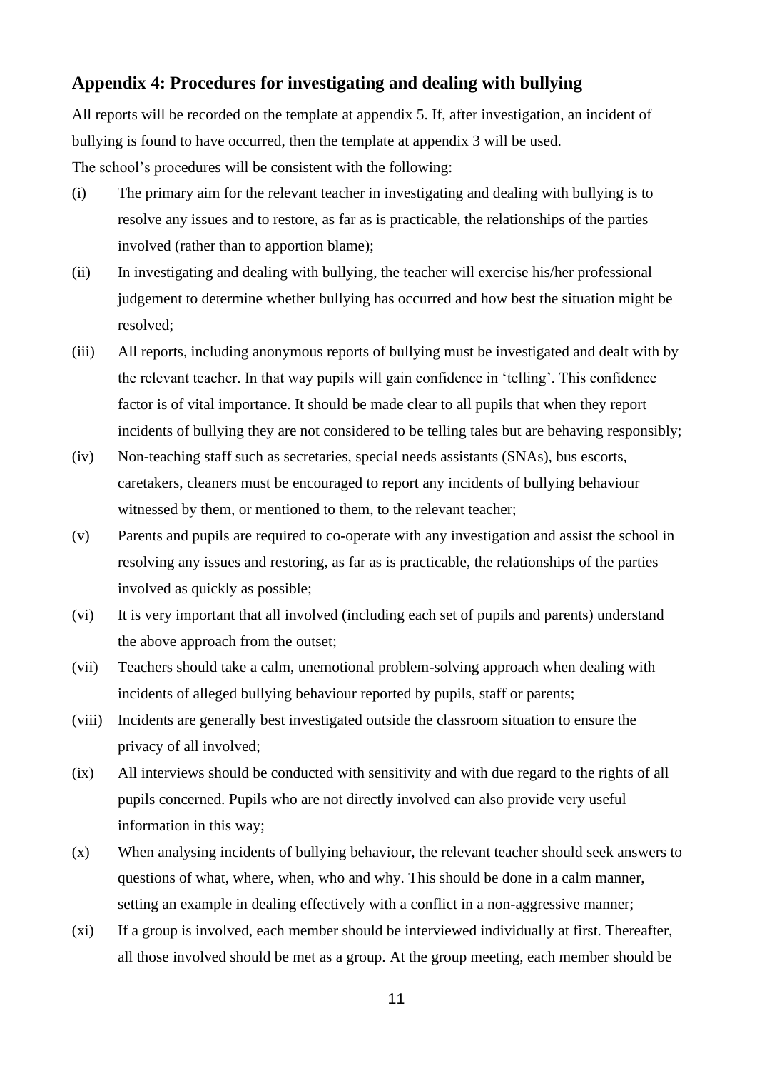## Appendix 4: Procedures for investigating and dealing with bullying

All reports will be recorded on the template at appendix 5. If, after investigation, an incident of bullying is found to have occurred, then the template at appendix 3 will be used.

The school's procedures will be consistent with the following:

(i) The primary aim for the relevant teacher in investigating and dealing with bullying is to resolve any issues and to restore, as far as is practicable, the relationships of the parties involved (rather than to apportion blame);

(ii) In investigating and dealing with bullying, the teacher will exercise his/her professional judgement to determine whether bullying has occurred and how best the situation might be resolved;

(iii) All reports, including anonymous reports of bullying must be investigated and dealt with by the relevant teacher. In that way pupils will gain confidence in 'telling'. This confidence factor is of vital importance. It should be made clear to all pupils that when they report incidents of bullying they are not considered to be telling tales but are behaving responsibly;

(iv) Non-teaching staff such as secretaries, special needs assistants (SNAs), bus escorts, caretakers, cleaners must be encouraged to report any incidents of bullying behaviour witnessed by them, or mentioned to them, to the relevant teacher;

(v) Parents and pupils are required to co-operate with any investigation and assist the school in resolving any issues and restoring, as far as is practicable, the relationships of the parties involved as quickly as possible;

(vi) It is very important that all involved (including each set of pupils and parents) understand the above approach from the outset;

(vii) Teachers should take a calm, unemotional problem-solving approach when dealing with incidents of alleged bullying behaviour reported by pupils, staff or parents;

(viii) Incidents are generally best investigated outside the classroom situation to ensure the privacy of all involved;

(ix) All interviews should be conducted with sensitivity and with due regard to the rights of all pupils concerned. Pupils who are not directly involved can also provide very useful information in this way;

(x) When analysing incidents of bullying behaviour, the relevant teacher should seek answers to questions of what, where, when, who and why. This should be done in a calm manner, setting an example in dealing effectively with a conflict in a non-aggressive manner;

(xi) If a group is involved, each member should be interviewed individually at first. Thereafter, all those involved should be met as a group. At the group meeting, each member should be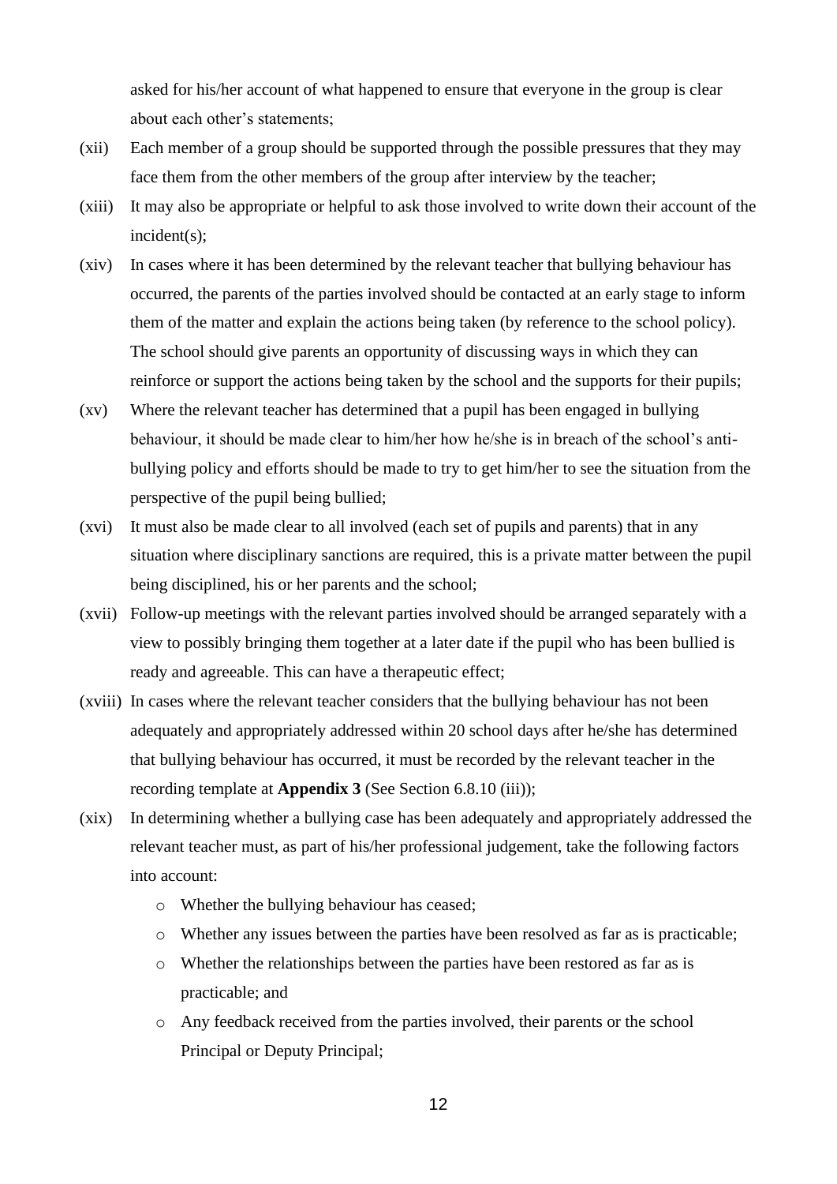asked for his/her account of what happened to ensure that everyone in the group is clear about each other's statements;

(xii) Each member of a group should be supported through the possible pressures that they may face them from the other members of the group after interview by the teacher;

(xiii) It may also be appropriate or helpful to ask those involved to write down their account of the incident(s);

(xiv) In cases where it has been determined by the relevant teacher that bullying behaviour has occurred, the parents of the parties involved should be contacted at an early stage to inform them of the matter and explain the actions being taken (by reference to the school policy). The school should give parents an opportunity of discussing ways in which they can reinforce or support the actions being taken by the school and the supports for their pupils;

(xv) Where the relevant teacher has determined that a pupil has been engaged in bullying behaviour, it should be made clear to him/her how he/she is in breach of the school's anti-bullying policy and efforts should be made to try to get him/her to see the situation from the perspective of the pupil being bullied;

(xvi) It must also be made clear to all involved (each set of pupils and parents) that in any situation where disciplinary sanctions are required, this is a private matter between the pupil being disciplined, his or her parents and the school;

(xvii) Follow-up meetings with the relevant parties involved should be arranged separately with a view to possibly bringing them together at a later date if the pupil who has been bullied is ready and agreeable. This can have a therapeutic effect;

(xviii) In cases where the relevant teacher considers that the bullying behaviour has not been adequately and appropriately addressed within 20 school days after he/she has determined that bullying behaviour has occurred, it must be recorded by the relevant teacher in the recording template at **Appendix 3** (See Section 6.8.10 (iii));

(xix) In determining whether a bullying case has been adequately and appropriately addressed the relevant teacher must, as part of his/her professional judgement, take the following factors into account:

- Whether the bullying behaviour has ceased;
- Whether any issues between the parties have been resolved as far as is practicable;
- Whether the relationships between the parties have been restored as far as is practicable; and
- Any feedback received from the parties involved, their parents or the school Principal or Deputy Principal;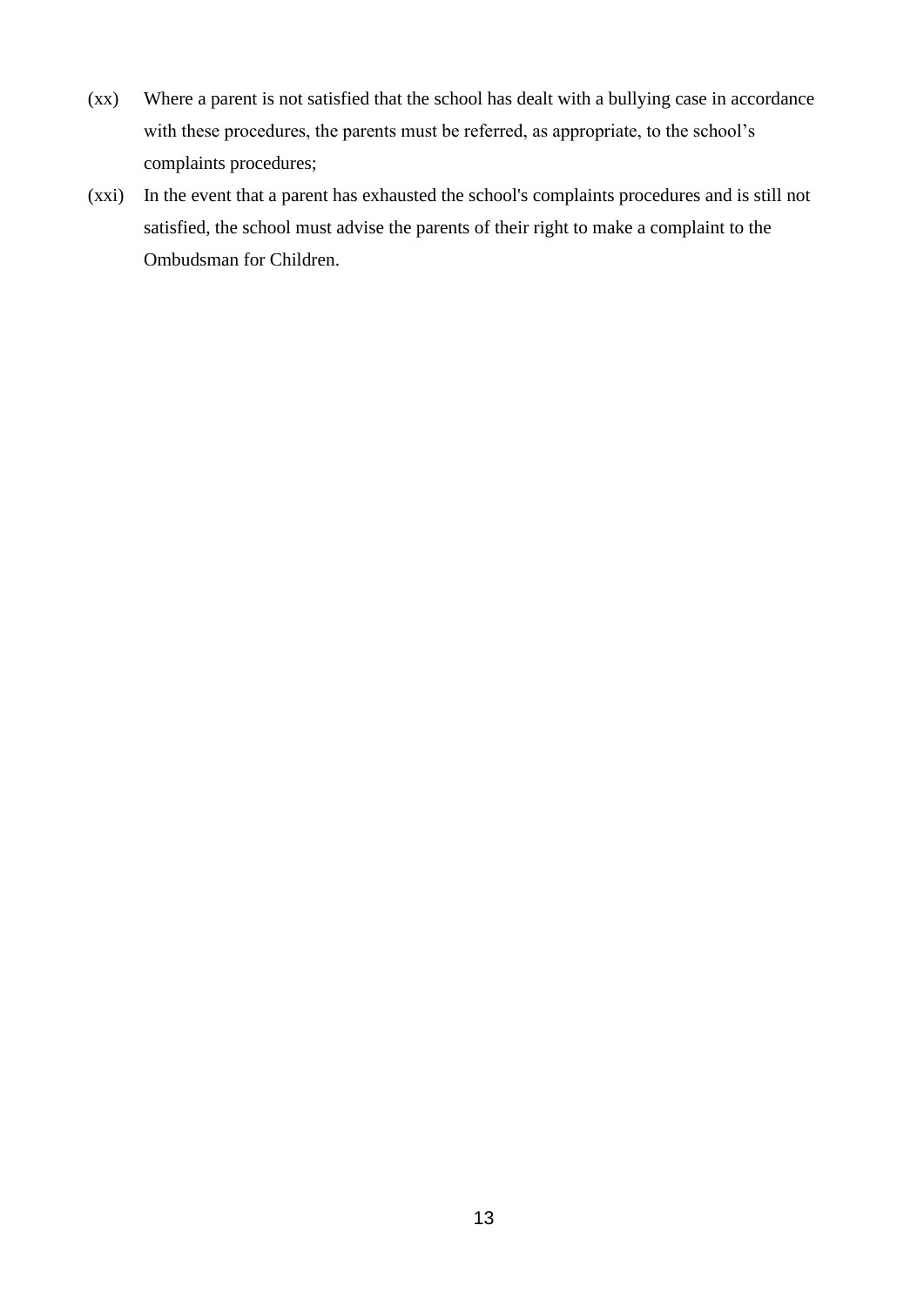(xx) Where a parent is not satisfied that the school has dealt with a bullying case in accordance with these procedures, the parents must be referred, as appropriate, to the school's complaints procedures;

(xxi) In the event that a parent has exhausted the school's complaints procedures and is still not satisfied, the school must advise the parents of their right to make a complaint to the Ombudsman for Children.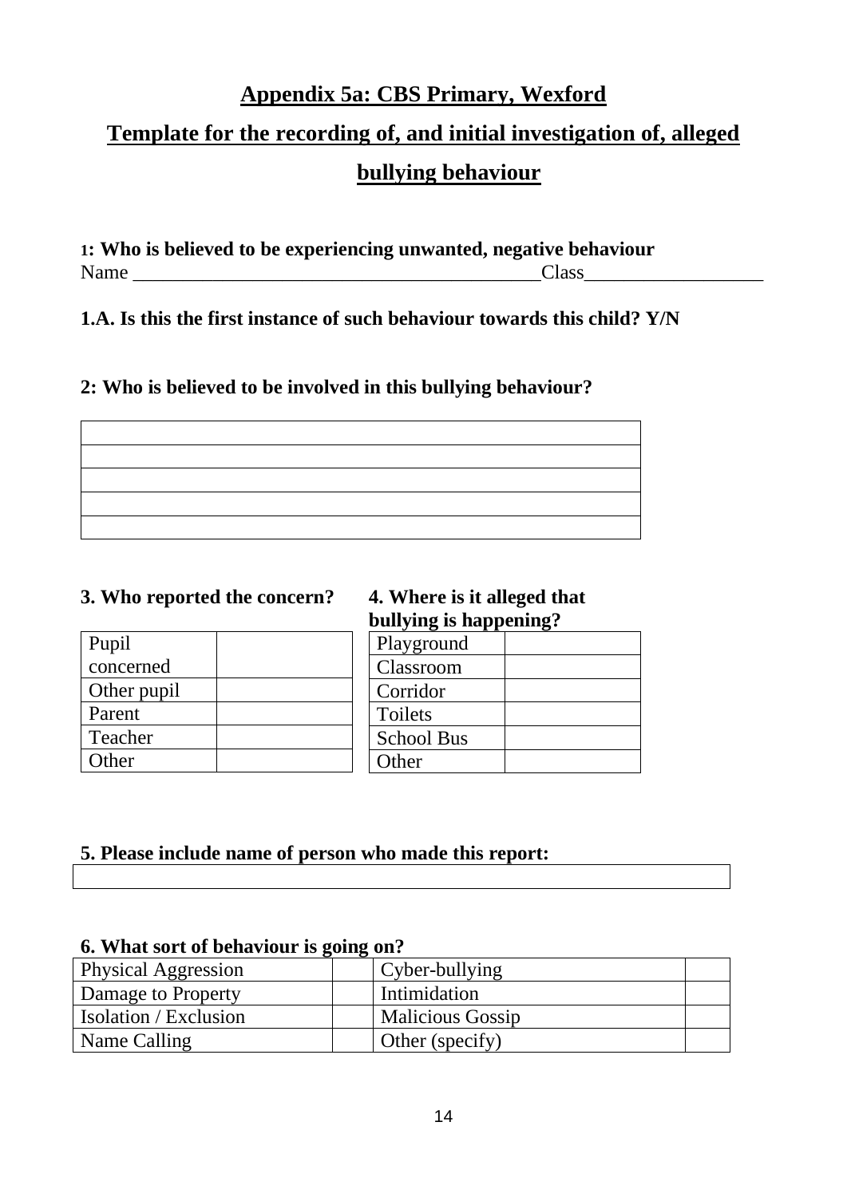# Appendix 5a: CBS Primary, Wexford

## Template for the recording of, and initial investigation of, alleged bullying behaviour

**1: Who is believed to be experiencing unwanted, negative behaviour**

Name ________________________________________Class_________________

**1.A. Is this the first instance of such behaviour towards this child? Y/N**

**2: Who is believed to be involved in this bullying behaviour?**

| |
|---|
| |
| |
| |
| |

**3. Who reported the concern?**

| | |
|---|---|
| Pupil concerned | |
| Other pupil | |
| Parent | |
| Teacher | |
| Other | |

**4. Where is it alleged that bullying is happening?**

| | |
|---|---|
| Playground | |
| Classroom | |
| Corridor | |
| Toilets | |
| School Bus | |
| Other | |

**5. Please include name of person who made this report:**

| |
|---|
| |

**6. What sort of behaviour is going on?**

| | | | |
|---|---|---|---|
| Physical Aggression | | Cyber-bullying | |
| Damage to Property | | Intimidation | |
| Isolation / Exclusion | | Malicious Gossip | |
| Name Calling | | Other (specify) | |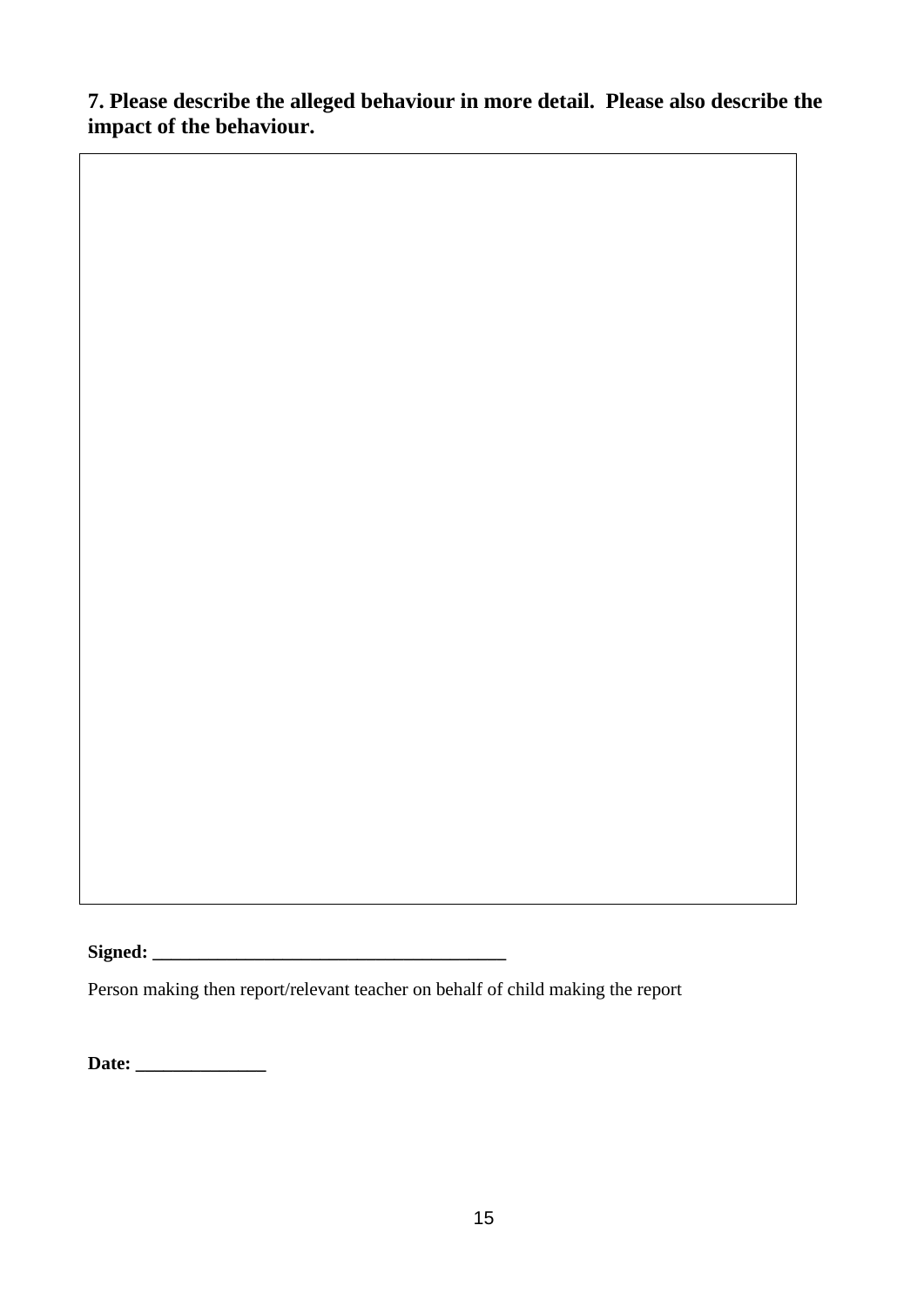**7. Please describe the alleged behaviour in more detail.  Please also describe the impact of the behaviour.**

| |
|---|
| |

**Signed: ______________________________________**

Person making then report/relevant teacher on behalf of child making the report

**Date: ______________**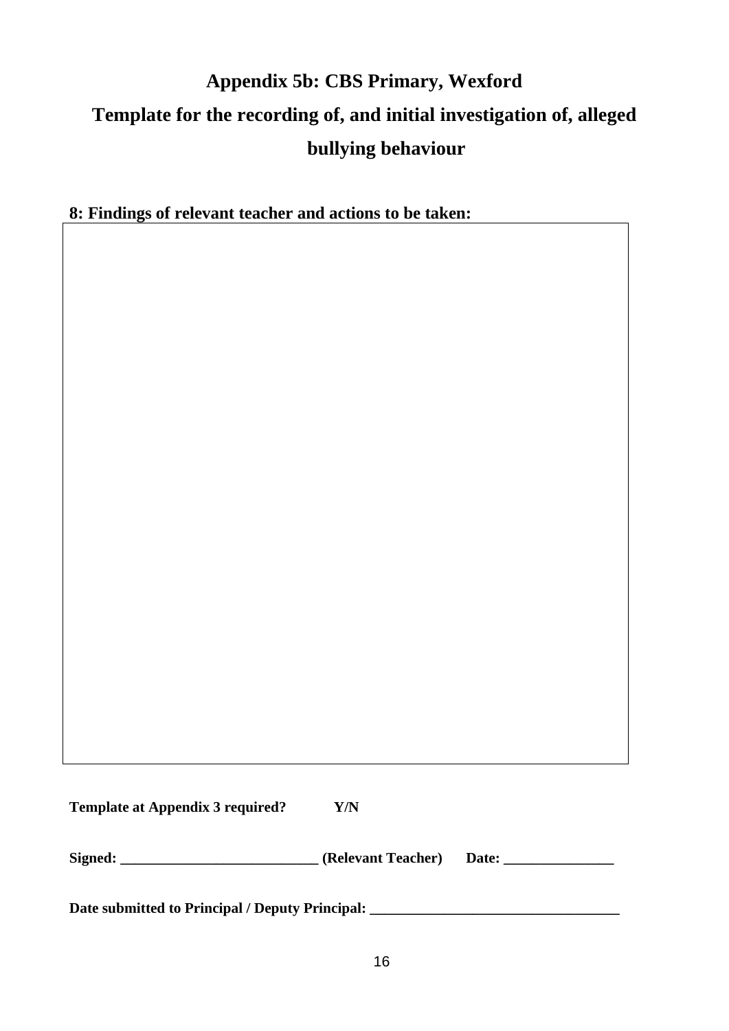# Appendix 5b: CBS Primary, Wexford

# Template for the recording of, and initial investigation of, alleged bullying behaviour

**8: Findings of relevant teacher and actions to be taken:**

| |
|---|
| |

**Template at Appendix 3 required? Y/N**

**Signed: ___________________________ (Relevant Teacher) Date: _______________**

**Date submitted to Principal / Deputy Principal: _________________________________**